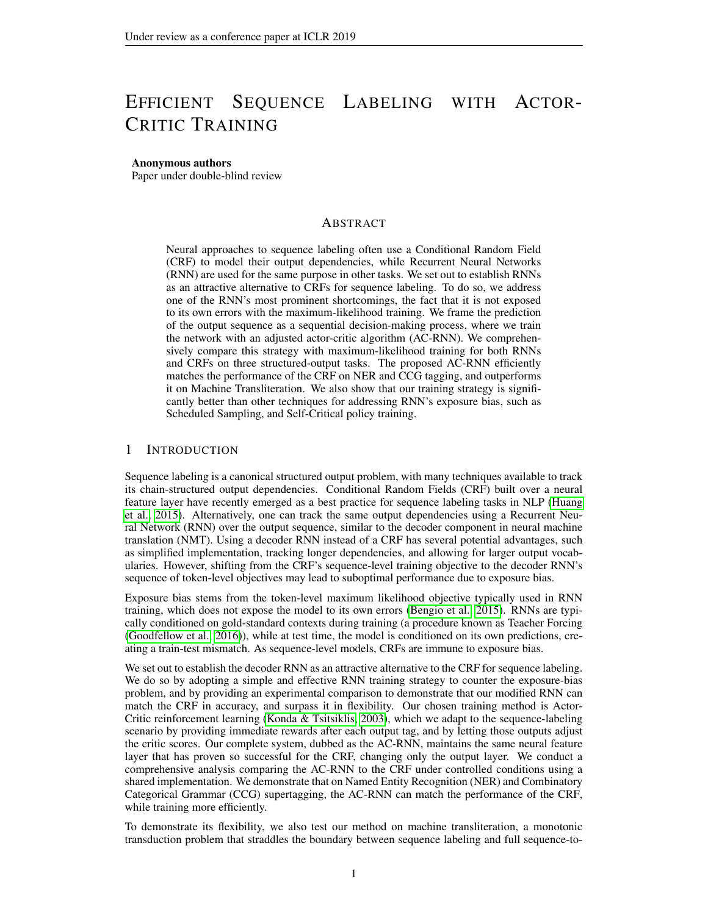# EFFICIENT SEQUENCE LABELING WITH ACTOR-CRITIC TRAINING

**Anonymous authors**
Paper under double-blind review

## ABSTRACT

Neural approaches to sequence labeling often use a Conditional Random Field (CRF) to model their output dependencies, while Recurrent Neural Networks (RNN) are used for the same purpose in other tasks. We set out to establish RNNs as an attractive alternative to CRFs for sequence labeling. To do so, we address one of the RNN's most prominent shortcomings, the fact that it is not exposed to its own errors with the maximum-likelihood training. We frame the prediction of the output sequence as a sequential decision-making process, where we train the network with an adjusted actor-critic algorithm (AC-RNN). We comprehensively compare this strategy with maximum-likelihood training for both RNNs and CRFs on three structured-output tasks. The proposed AC-RNN efficiently matches the performance of the CRF on NER and CCG tagging, and outperforms it on Machine Transliteration. We also show that our training strategy is significantly better than other techniques for addressing RNN's exposure bias, such as Scheduled Sampling, and Self-Critical policy training.

## 1 INTRODUCTION

Sequence labeling is a canonical structured output problem, with many techniques available to track its chain-structured output dependencies. Conditional Random Fields (CRF) built over a neural feature layer have recently emerged as a best practice for sequence labeling tasks in NLP (Huang et al., 2015). Alternatively, one can track the same output dependencies using a Recurrent Neural Network (RNN) over the output sequence, similar to the decoder component in neural machine translation (NMT). Using a decoder RNN instead of a CRF has several potential advantages, such as simplified implementation, tracking longer dependencies, and allowing for larger output vocabularies. However, shifting from the CRF's sequence-level training objective to the decoder RNN's sequence of token-level objectives may lead to suboptimal performance due to exposure bias.

Exposure bias stems from the token-level maximum likelihood objective typically used in RNN training, which does not expose the model to its own errors (Bengio et al., 2015). RNNs are typically conditioned on gold-standard contexts during training (a procedure known as Teacher Forcing (Goodfellow et al., 2016)), while at test time, the model is conditioned on its own predictions, creating a train-test mismatch. As sequence-level models, CRFs are immune to exposure bias.

We set out to establish the decoder RNN as an attractive alternative to the CRF for sequence labeling. We do so by adopting a simple and effective RNN training strategy to counter the exposure-bias problem, and by providing an experimental comparison to demonstrate that our modified RNN can match the CRF in accuracy, and surpass it in flexibility. Our chosen training method is Actor-Critic reinforcement learning (Konda & Tsitsiklis, 2003), which we adapt to the sequence-labeling scenario by providing immediate rewards after each output tag, and by letting those outputs adjust the critic scores. Our complete system, dubbed as the AC-RNN, maintains the same neural feature layer that has proven so successful for the CRF, changing only the output layer. We conduct a comprehensive analysis comparing the AC-RNN to the CRF under controlled conditions using a shared implementation. We demonstrate that on Named Entity Recognition (NER) and Combinatory Categorical Grammar (CCG) supertagging, the AC-RNN can match the performance of the CRF, while training more efficiently.

To demonstrate its flexibility, we also test our method on machine transliteration, a monotonic transduction problem that straddles the boundary between sequence labeling and full sequence-to-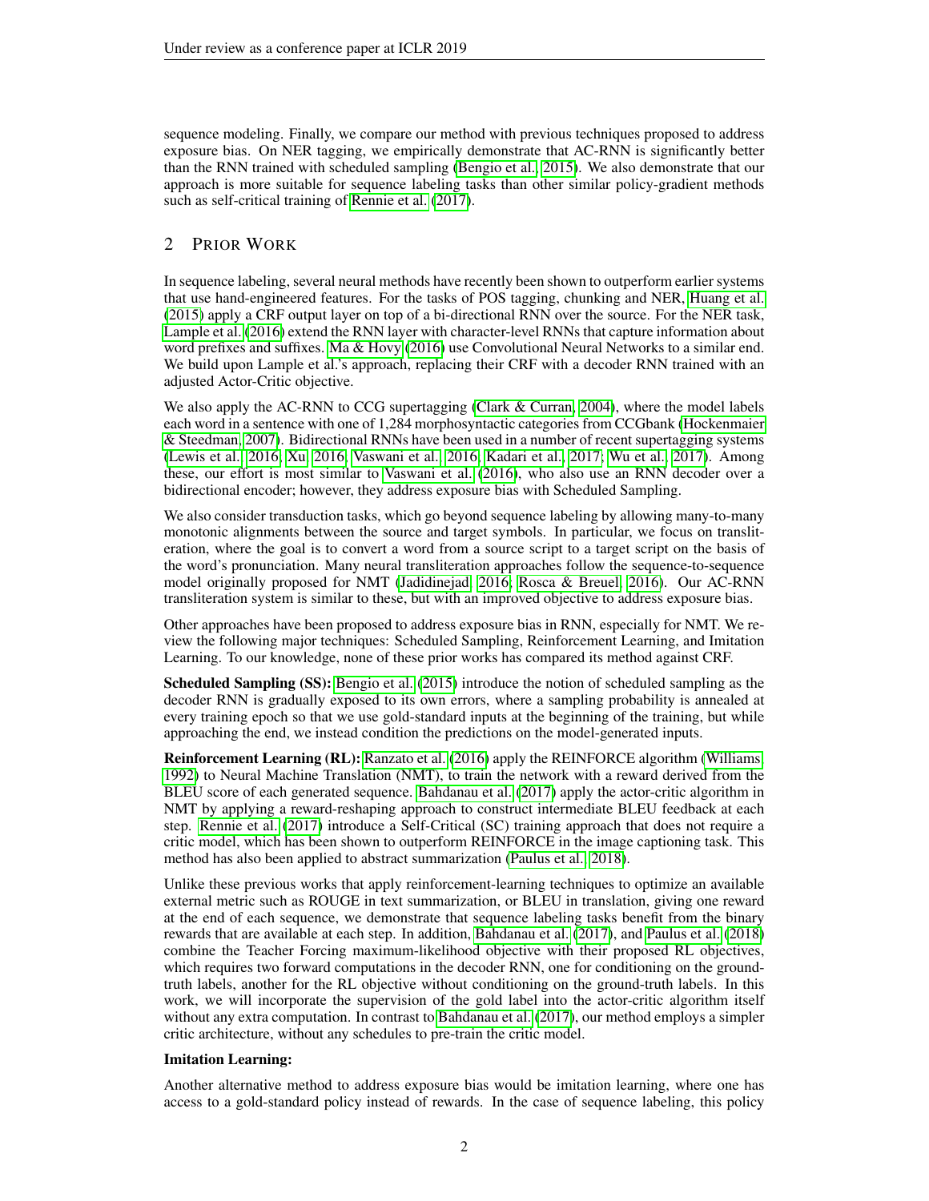sequence modeling. Finally, we compare our method with previous techniques proposed to address exposure bias. On NER tagging, we empirically demonstrate that AC-RNN is significantly better than the RNN trained with scheduled sampling (Bengio et al., 2015). We also demonstrate that our approach is more suitable for sequence labeling tasks than other similar policy-gradient methods such as self-critical training of Rennie et al. (2017).

## 2 Prior Work

In sequence labeling, several neural methods have recently been shown to outperform earlier systems that use hand-engineered features. For the tasks of POS tagging, chunking and NER, Huang et al. (2015) apply a CRF output layer on top of a bi-directional RNN over the source. For the NER task, Lample et al. (2016) extend the RNN layer with character-level RNNs that capture information about word prefixes and suffixes. Ma & Hovy (2016) use Convolutional Neural Networks to a similar end. We build upon Lample et al.'s approach, replacing their CRF with a decoder RNN trained with an adjusted Actor-Critic objective.

We also apply the AC-RNN to CCG supertagging (Clark & Curran, 2004), where the model labels each word in a sentence with one of 1,284 morphosyntactic categories from CCGbank (Hockenmaier & Steedman, 2007). Bidirectional RNNs have been used in a number of recent supertagging systems (Lewis et al., 2016; Xu, 2016; Vaswani et al., 2016; Kadari et al., 2017; Wu et al., 2017). Among these, our effort is most similar to Vaswani et al. (2016), who also use an RNN decoder over a bidirectional encoder; however, they address exposure bias with Scheduled Sampling.

We also consider transduction tasks, which go beyond sequence labeling by allowing many-to-many monotonic alignments between the source and target symbols. In particular, we focus on transliteration, where the goal is to convert a word from a source script to a target script on the basis of the word's pronunciation. Many neural transliteration approaches follow the sequence-to-sequence model originally proposed for NMT (Jadidinejad, 2016; Rosca & Breuel, 2016). Our AC-RNN transliteration system is similar to these, but with an improved objective to address exposure bias.

Other approaches have been proposed to address exposure bias in RNN, especially for NMT. We review the following major techniques: Scheduled Sampling, Reinforcement Learning, and Imitation Learning. To our knowledge, none of these prior works has compared its method against CRF.

**Scheduled Sampling (SS):** Bengio et al. (2015) introduce the notion of scheduled sampling as the decoder RNN is gradually exposed to its own errors, where a sampling probability is annealed at every training epoch so that we use gold-standard inputs at the beginning of the training, but while approaching the end, we instead condition the predictions on the model-generated inputs.

**Reinforcement Learning (RL):** Ranzato et al. (2016) apply the REINFORCE algorithm (Williams, 1992) to Neural Machine Translation (NMT), to train the network with a reward derived from the BLEU score of each generated sequence. Bahdanau et al. (2017) apply the actor-critic algorithm in NMT by applying a reward-reshaping approach to construct intermediate BLEU feedback at each step. Rennie et al. (2017) introduce a Self-Critical (SC) training approach that does not require a critic model, which has been shown to outperform REINFORCE in the image captioning task. This method has also been applied to abstract summarization (Paulus et al., 2018).

Unlike these previous works that apply reinforcement-learning techniques to optimize an available external metric such as ROUGE in text summarization, or BLEU in translation, giving one reward at the end of each sequence, we demonstrate that sequence labeling tasks benefit from the binary rewards that are available at each step. In addition, Bahdanau et al. (2017), and Paulus et al. (2018) combine the Teacher Forcing maximum-likelihood objective with their proposed RL objectives, which requires two forward computations in the decoder RNN, one for conditioning on the ground-truth labels, another for the RL objective without conditioning on the ground-truth labels. In this work, we will incorporate the supervision of the gold label into the actor-critic algorithm itself without any extra computation. In contrast to Bahdanau et al. (2017), our method employs a simpler critic architecture, without any schedules to pre-train the critic model.

**Imitation Learning:**

Another alternative method to address exposure bias would be imitation learning, where one has access to a gold-standard policy instead of rewards. In the case of sequence labeling, this policy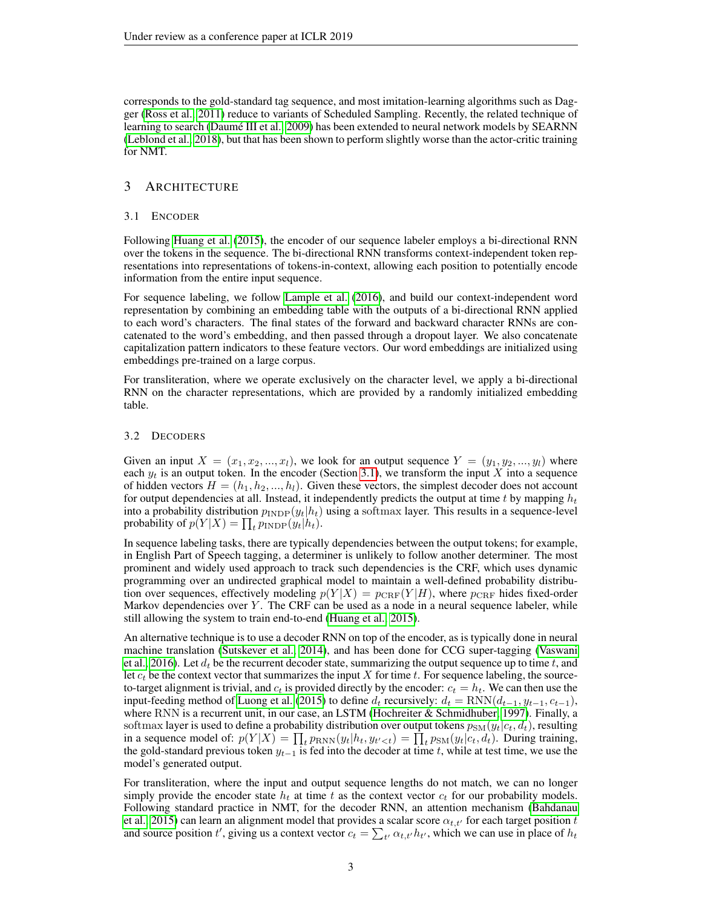corresponds to the gold-standard tag sequence, and most imitation-learning algorithms such as Dagger (Ross et al., 2011) reduce to variants of Scheduled Sampling. Recently, the related technique of learning to search (Daumé III et al., 2009) has been extended to neural network models by SEARNN (Leblond et al., 2018), but that has been shown to perform slightly worse than the actor-critic training for NMT.

## 3 Architecture

### 3.1 Encoder

Following Huang et al. (2015), the encoder of our sequence labeler employs a bi-directional RNN over the tokens in the sequence. The bi-directional RNN transforms context-independent token representations into representations of tokens-in-context, allowing each position to potentially encode information from the entire input sequence.

For sequence labeling, we follow Lample et al. (2016), and build our context-independent word representation by combining an embedding table with the outputs of a bi-directional RNN applied to each word's characters. The final states of the forward and backward character RNNs are concatenated to the word's embedding, and then passed through a dropout layer. We also concatenate capitalization pattern indicators to these feature vectors. Our word embeddings are initialized using embeddings pre-trained on a large corpus.

For transliteration, where we operate exclusively on the character level, we apply a bi-directional RNN on the character representations, which are provided by a randomly initialized embedding table.

### 3.2 Decoders

Given an input $X = (x_1, x_2, ..., x_l)$, we look for an output sequence $Y = (y_1, y_2, ..., y_l)$ where each $y_t$ is an output token. In the encoder (Section 3.1), we transform the input $X$ into a sequence of hidden vectors $H = (h_1, h_2, ..., h_l)$. Given these vectors, the simplest decoder does not account for output dependencies at all. Instead, it independently predicts the output at time $t$ by mapping $h_t$ into a probability distribution $p_{\text{INDP}}(y_t|h_t)$ using a $\text{softmax}$ layer. This results in a sequence-level probability of $p(Y|X) = \prod_t p_{\text{INDP}}(y_t|h_t)$.

In sequence labeling tasks, there are typically dependencies between the output tokens; for example, in English Part of Speech tagging, a determiner is unlikely to follow another determiner. The most prominent and widely used approach to track such dependencies is the CRF, which uses dynamic programming over an undirected graphical model to maintain a well-defined probability distribution over sequences, effectively modeling $p(Y|X) = p_{\text{CRF}}(Y|H)$, where $p_{\text{CRF}}$ hides fixed-order Markov dependencies over $Y$. The CRF can be used as a node in a neural sequence labeler, while still allowing the system to train end-to-end (Huang et al., 2015).

An alternative technique is to use a decoder RNN on top of the encoder, as is typically done in neural machine translation (Sutskever et al., 2014), and has been done for CCG super-tagging (Vaswani et al., 2016). Let $d_t$ be the recurrent decoder state, summarizing the output sequence up to time $t$, and let $c_t$ be the context vector that summarizes the input $X$ for time $t$. For sequence labeling, the source-to-target alignment is trivial, and $c_t$ is provided directly by the encoder: $c_t = h_t$. We can then use the input-feeding method of Luong et al. (2015) to define $d_t$ recursively: $d_t = \text{RNN}(d_{t-1}, y_{t-1}, c_{t-1})$, where RNN is a recurrent unit, in our case, an LSTM (Hochreiter & Schmidhuber, 1997). Finally, a $\text{softmax}$ layer is used to define a probability distribution over output tokens $p_{\text{SM}}(y_t|c_t, d_t)$, resulting in a sequence model of: $p(Y|X) = \prod_t p_{\text{RNN}}(y_t|h_t, y_{t'<t}) = \prod_t p_{\text{SM}}(y_t|c_t, d_t)$. During training, the gold-standard previous token $y_{t-1}$ is fed into the decoder at time $t$, while at test time, we use the model's generated output.

For transliteration, where the input and output sequence lengths do not match, we can no longer simply provide the encoder state $h_t$ at time $t$ as the context vector $c_t$ for our probability models. Following standard practice in NMT, for the decoder RNN, an attention mechanism (Bahdanau et al., 2015) can learn an alignment model that provides a scalar score $\alpha_{t,t'}$ for each target position $t$ and source position $t'$, giving us a context vector $c_t = \sum_{t'} \alpha_{t,t'} h_{t'}$, which we can use in place of $h_t$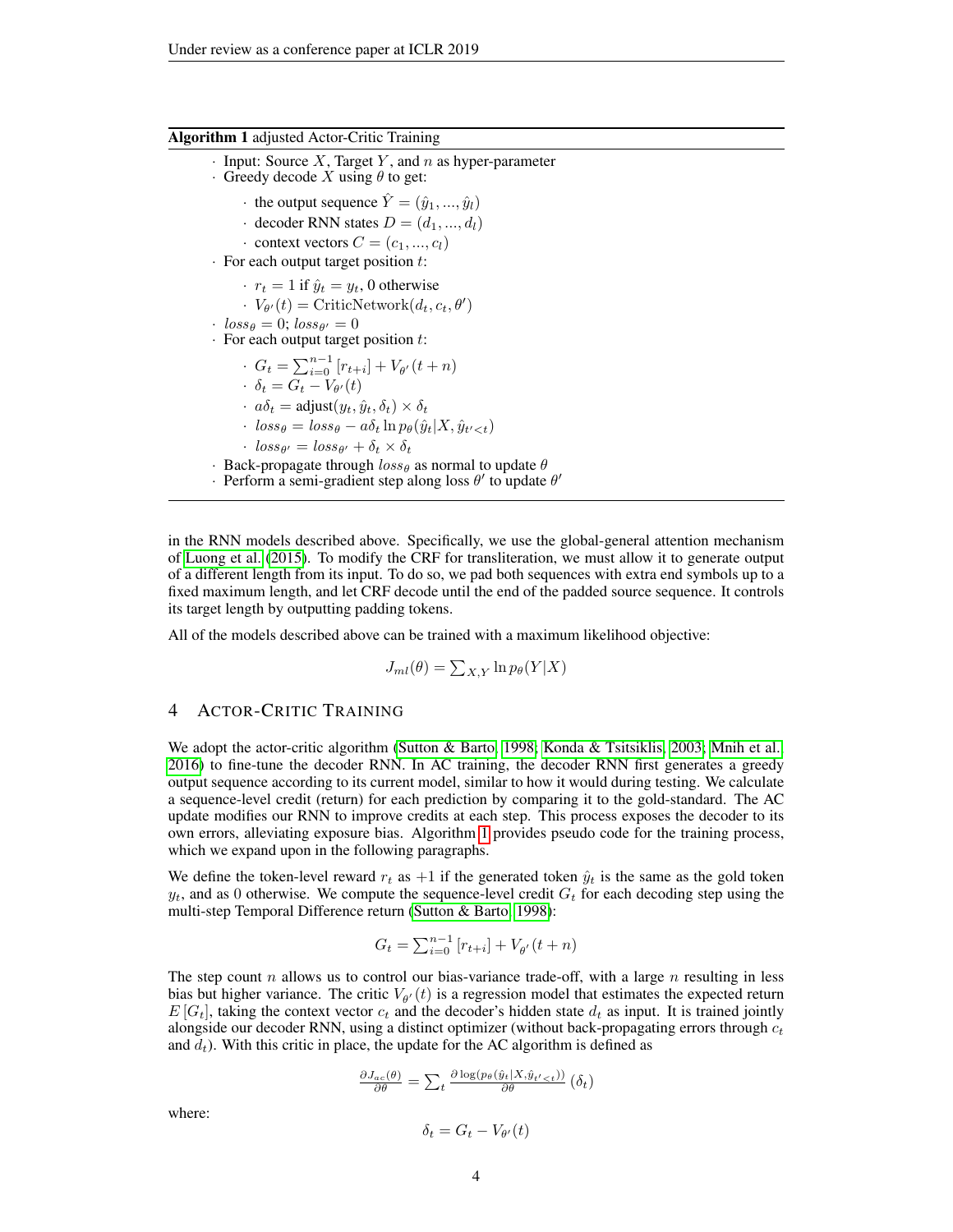**Algorithm 1** adjusted Actor-Critic Training

- Input: Source $X$, Target $Y$, and $n$ as hyper-parameter
- Greedy decode $X$ using $\theta$ to get:
  - the output sequence $\hat{Y} = (\hat{y}_1, ..., \hat{y}_l)$
  - decoder RNN states $D = (d_1, ..., d_l)$
  - context vectors $C = (c_1, ..., c_l)$
- For each output target position $t$:
  - $r_t = 1$ if $\hat{y}_t = y_t$, 0 otherwise
  - $V_{\theta'}(t) = \text{CriticNetwork}(d_t, c_t, \theta')$
- $loss_\theta = 0$; $loss_{\theta'} = 0$
- For each output target position $t$:
  - $G_t = \sum_{i=0}^{n-1} [r_{t+i}] + V_{\theta'}(t+n)$
  - $\delta_t = G_t - V_{\theta'}(t)$
  - $a\delta_t = \text{adjust}(y_t, \hat{y}_t, \delta_t) \times \delta_t$
  - $loss_\theta = loss_\theta - a\delta_t \ln p_\theta(\hat{y}_t | X, \hat{y}_{t'<t})$
  - $loss_{\theta'} = loss_{\theta'} + \delta_t \times \delta_t$
- Back-propagate through $loss_\theta$ as normal to update $\theta$
- Perform a semi-gradient step along loss $\theta'$ to update $\theta'$

in the RNN models described above. Specifically, we use the global-general attention mechanism of Luong et al. (2015). To modify the CRF for transliteration, we must allow it to generate output of a different length from its input. To do so, we pad both sequences with extra end symbols up to a fixed maximum length, and let CRF decode until the end of the padded source sequence. It controls its target length by outputting padding tokens.

All of the models described above can be trained with a maximum likelihood objective:

$$J_{ml}(\theta) = \sum_{X,Y} \ln p_\theta(Y|X)$$

## 4 Actor-Critic Training

We adopt the actor-critic algorithm (Sutton & Barto, 1998; Konda & Tsitsiklis, 2003; Mnih et al., 2016) to fine-tune the decoder RNN. In AC training, the decoder RNN first generates a greedy output sequence according to its current model, similar to how it would during testing. We calculate a sequence-level credit (return) for each prediction by comparing it to the gold-standard. The AC update modifies our RNN to improve credits at each step. This process exposes the decoder to its own errors, alleviating exposure bias. Algorithm 1 provides pseudo code for the training process, which we expand upon in the following paragraphs.

We define the token-level reward $r_t$ as $+1$ if the generated token $\hat{y}_t$ is the same as the gold token $y_t$, and as 0 otherwise. We compute the sequence-level credit $G_t$ for each decoding step using the multi-step Temporal Difference return (Sutton & Barto, 1998):

$$G_t = \sum_{i=0}^{n-1} [r_{t+i}] + V_{\theta'}(t+n)$$

The step count $n$ allows us to control our bias-variance trade-off, with a large $n$ resulting in less bias but higher variance. The critic $V_{\theta'}(t)$ is a regression model that estimates the expected return $E[G_t]$, taking the context vector $c_t$ and the decoder's hidden state $d_t$ as input. It is trained jointly alongside our decoder RNN, using a distinct optimizer (without back-propagating errors through $c_t$ and $d_t$). With this critic in place, the update for the AC algorithm is defined as

$$\frac{\partial J_{ac}(\theta)}{\partial \theta} = \sum_t \frac{\partial \log(p_\theta(\hat{y}_t | X, \hat{y}_{t'<t}))}{\partial \theta} (\delta_t)$$

where:

$$\delta_t = G_t - V_{\theta'}(t)$$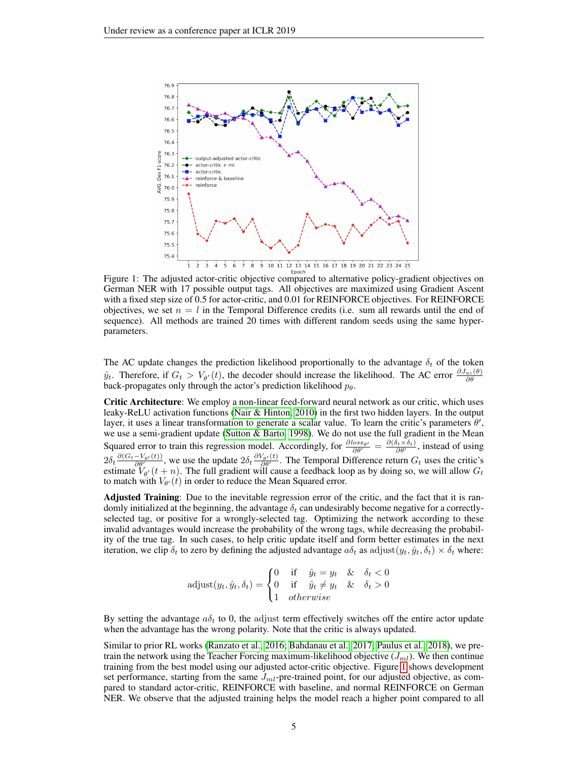Figure 1: The adjusted actor-critic objective compared to alternative policy-gradient objectives on German NER with 17 possible output tags. All objectives are maximized using Gradient Ascent with a fixed step size of 0.5 for actor-critic, and 0.01 for REINFORCE objectives. For REINFORCE objectives, we set $n = l$ in the Temporal Difference credits (i.e. sum all rewards until the end of sequence). All methods are trained 20 times with different random seeds using the same hyper-parameters.

The AC update changes the prediction likelihood proportionally to the advantage $\delta_t$ of the token $\hat{y}_t$. Therefore, if $G_t > V_{\theta'}(t)$, the decoder should increase the likelihood. The AC error $\frac{\partial J_{ac}(\theta)}{\partial \theta}$ back-propagates only through the actor's prediction likelihood $p_\theta$.

**Critic Architecture**: We employ a non-linear feed-forward neural network as our critic, which uses leaky-ReLU activation functions (Nair & Hinton, 2010) in the first two hidden layers. In the output layer, it uses a linear transformation to generate a scalar value. To learn the critic's parameters $\theta'$, we use a semi-gradient update (Sutton & Barto, 1998). We do not use the full gradient in the Mean Squared error to train this regression model. Accordingly, for $\frac{\partial loss_{\theta'}}{\partial \theta'} = \frac{\partial(\delta_t \times \delta_t)}{\partial \theta'}$, instead of using $2\delta_t \frac{\partial(G_t - V_{\theta'}(t))}{\partial \theta'}$, we use the update $2\delta_t \frac{\partial V_{\theta'}(t)}{\partial \theta'}$. The Temporal Difference return $G_t$ uses the critic's estimate $V_{\theta'}(t+n)$. The full gradient will cause a feedback loop as by doing so, we will allow $G_t$ to match with $V_{\theta'}(t)$ in order to reduce the Mean Squared error.

**Adjusted Training**: Due to the inevitable regression error of the critic, and the fact that it is randomly initialized at the beginning, the advantage $\delta_t$ can undesirably become negative for a correctly-selected tag, or positive for a wrongly-selected tag. Optimizing the network according to these invalid advantages would increase the probability of the wrong tags, while decreasing the probability of the true tag. In such cases, to help critic update itself and form better estimates in the next iteration, we clip $\delta_t$ to zero by defining the adjusted advantage $a\delta_t$ as $\text{adjust}(y_t, \hat{y}_t, \delta_t) \times \delta_t$ where:

$$\text{adjust}(y_t, \hat{y}_t, \delta_t) = \begin{cases} 0 & \text{if} \quad \hat{y}_t = y_t \quad \& \quad \delta_t < 0 \\ 0 & \text{if} \quad \hat{y}_t \neq y_t \quad \& \quad \delta_t > 0 \\ 1 & otherwise \end{cases}$$

By setting the advantage $a\delta_t$ to 0, the $\text{adjust}$ term effectively switches off the entire actor update when the advantage has the wrong polarity. Note that the critic is always updated.

Similar to prior RL works (Ranzato et al., 2016; Bahdanau et al., 2017; Paulus et al., 2018), we pre-train the network using the Teacher Forcing maximum-likelihood objective ($J_{ml}$). We then continue training from the best model using our adjusted actor-critic objective. Figure 1 shows development set performance, starting from the same $J_{ml}$-pre-trained point, for our adjusted objective, as compared to standard actor-critic, REINFORCE with baseline, and normal REINFORCE on German NER. We observe that the adjusted training helps the model reach a higher point compared to all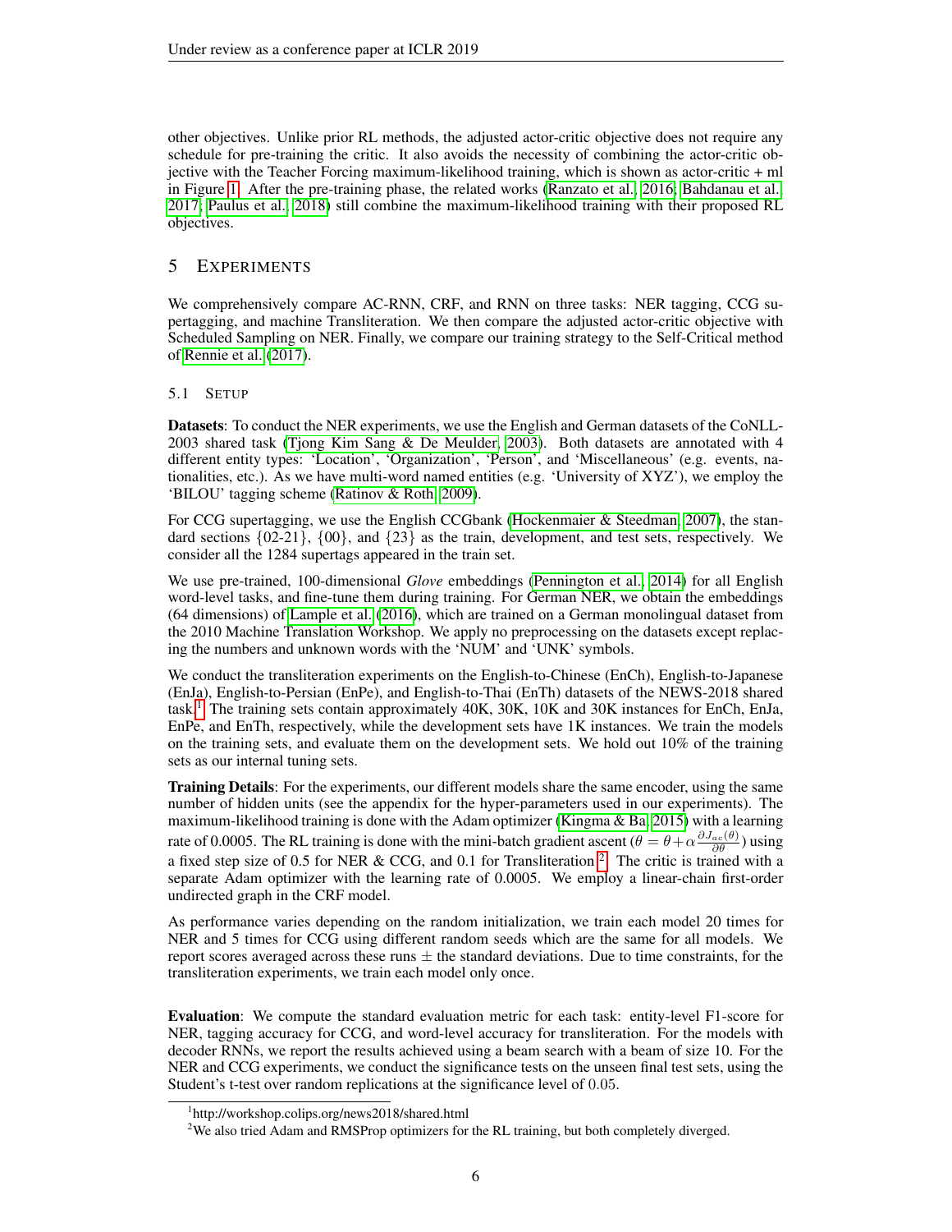other objectives. Unlike prior RL methods, the adjusted actor-critic objective does not require any schedule for pre-training the critic. It also avoids the necessity of combining the actor-critic objective with the Teacher Forcing maximum-likelihood training, which is shown as actor-critic + ml in Figure 1. After the pre-training phase, the related works (Ranzato et al., 2016; Bahdanau et al., 2017; Paulus et al., 2018) still combine the maximum-likelihood training with their proposed RL objectives.

## 5 Experiments

We comprehensively compare AC-RNN, CRF, and RNN on three tasks: NER tagging, CCG supertagging, and machine Transliteration. We then compare the adjusted actor-critic objective with Scheduled Sampling on NER. Finally, we compare our training strategy to the Self-Critical method of Rennie et al. (2017).

### 5.1 Setup

**Datasets**: To conduct the NER experiments, we use the English and German datasets of the CoNLL-2003 shared task (Tjong Kim Sang & De Meulder, 2003). Both datasets are annotated with 4 different entity types: 'Location', 'Organization', 'Person', and 'Miscellaneous' (e.g. events, nationalities, etc.). As we have multi-word named entities (e.g. 'University of XYZ'), we employ the 'BILOU' tagging scheme (Ratinov & Roth, 2009).

For CCG supertagging, we use the English CCGbank (Hockenmaier & Steedman, 2007), the standard sections {02-21}, {00}, and {23} as the train, development, and test sets, respectively. We consider all the 1284 supertags appeared in the train set.

We use pre-trained, 100-dimensional *Glove* embeddings (Pennington et al., 2014) for all English word-level tasks, and fine-tune them during training. For German NER, we obtain the embeddings (64 dimensions) of Lample et al. (2016), which are trained on a German monolingual dataset from the 2010 Machine Translation Workshop. We apply no preprocessing on the datasets except replacing the numbers and unknown words with the 'NUM' and 'UNK' symbols.

We conduct the transliteration experiments on the English-to-Chinese (EnCh), English-to-Japanese (EnJa), English-to-Persian (EnPe), and English-to-Thai (EnTh) datasets of the NEWS-2018 shared task.[1] The training sets contain approximately 40K, 30K, 10K and 30K instances for EnCh, EnJa, EnPe, and EnTh, respectively, while the development sets have 1K instances. We train the models on the training sets, and evaluate them on the development sets. We hold out 10% of the training sets as our internal tuning sets.

**Training Details**: For the experiments, our different models share the same encoder, using the same number of hidden units (see the appendix for the hyper-parameters used in our experiments). The maximum-likelihood training is done with the Adam optimizer (Kingma & Ba, 2015) with a learning rate of 0.0005. The RL training is done with the mini-batch gradient ascent ($\theta = \theta + \alpha \frac{\partial J_{ac}(\theta)}{\partial \theta}$) using a fixed step size of 0.5 for NER & CCG, and 0.1 for Transliteration.[2] The critic is trained with a separate Adam optimizer with the learning rate of 0.0005. We employ a linear-chain first-order undirected graph in the CRF model.

As performance varies depending on the random initialization, we train each model 20 times for NER and 5 times for CCG using different random seeds which are the same for all models. We report scores averaged across these runs ± the standard deviations. Due to time constraints, for the transliteration experiments, we train each model only once.

**Evaluation**: We compute the standard evaluation metric for each task: entity-level F1-score for NER, tagging accuracy for CCG, and word-level accuracy for transliteration. For the models with decoder RNNs, we report the results achieved using a beam search with a beam of size 10. For the NER and CCG experiments, we conduct the significance tests on the unseen final test sets, using the Student's t-test over random replications at the significance level of $0.05$.

[1] http://workshop.colips.org/news2018/shared.html

[2] We also tried Adam and RMSProp optimizers for the RL training, but both completely diverged.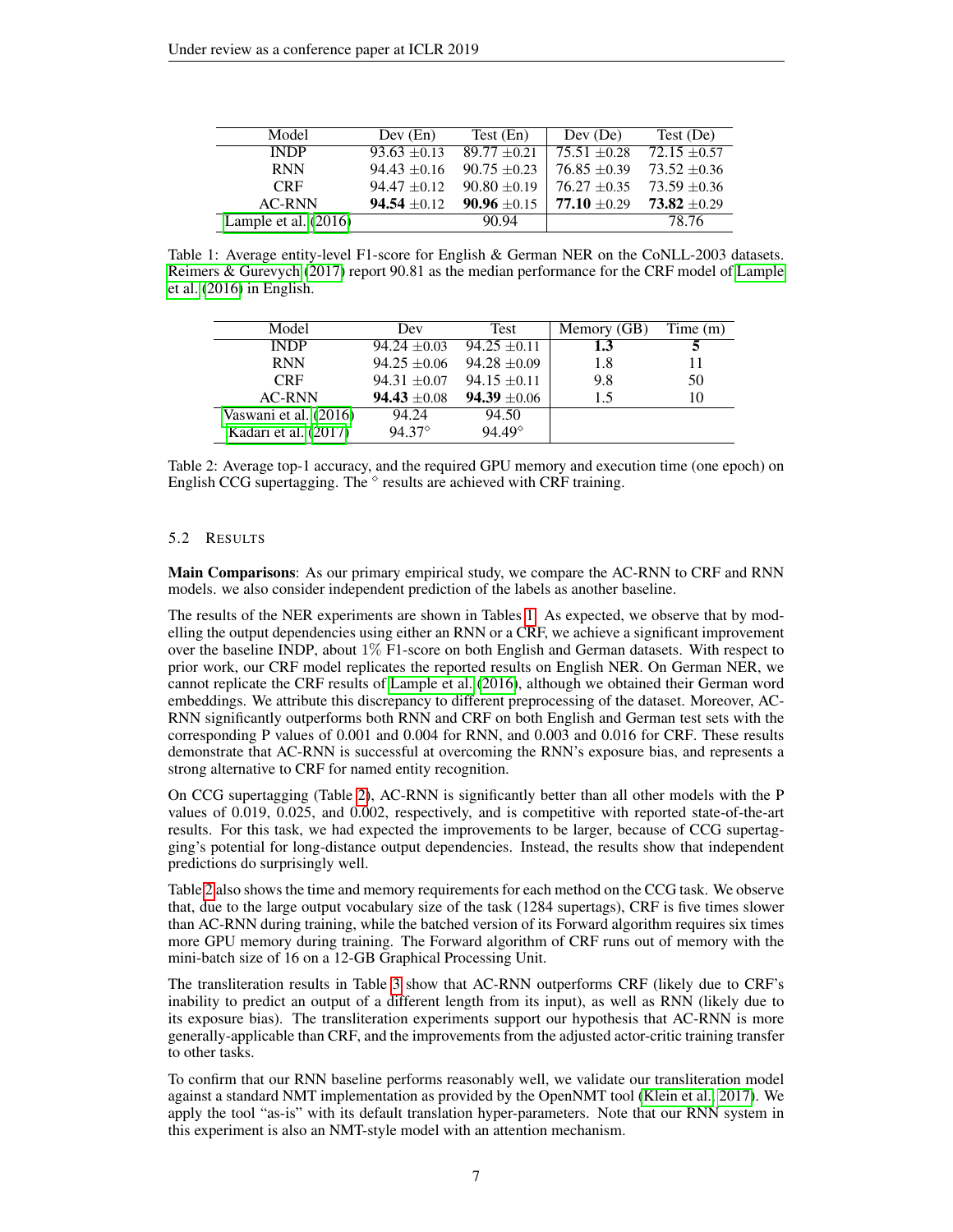| Model | Dev (En) | Test (En) | Dev (De) | Test (De) |
|---|---|---|---|---|
| INDP | 93.63 $\pm$0.13 | 89.77 $\pm$0.21 | 75.51 $\pm$0.28 | 72.15 $\pm$0.57 |
| RNN | 94.43 $\pm$0.16 | 90.75 $\pm$0.23 | 76.85 $\pm$0.39 | 73.52 $\pm$0.36 |
| CRF | 94.47 $\pm$0.12 | 90.80 $\pm$0.19 | 76.27 $\pm$0.35 | 73.59 $\pm$0.36 |
| AC-RNN | **94.54** $\pm$0.12 | **90.96** $\pm$0.15 | **77.10** $\pm$0.29 | **73.82** $\pm$0.29 |
| Lample et al. (2016) | | 90.94 | | 78.76 |

Table 1: Average entity-level F1-score for English & German NER on the CoNLL-2003 datasets. Reimers & Gurevych (2017) report 90.81 as the median performance for the CRF model of Lample et al. (2016) in English.

| Model | Dev | Test | Memory (GB) | Time (m) |
|---|---|---|---|---|
| INDP | 94.24 $\pm$0.03 | 94.25 $\pm$0.11 | **1.3** | **5** |
| RNN | 94.25 $\pm$0.06 | 94.28 $\pm$0.09 | 1.8 | 11 |
| CRF | 94.31 $\pm$0.07 | 94.15 $\pm$0.11 | 9.8 | 50 |
| AC-RNN | **94.43** $\pm$0.08 | **94.39** $\pm$0.06 | 1.5 | 10 |
| Vaswani et al. (2016) | 94.24 | 94.50 | | |
| Kadari et al. (2017) | 94.37$^{\diamond}$ | 94.49$^{\diamond}$ | | |

Table 2: Average top-1 accuracy, and the required GPU memory and execution time (one epoch) on English CCG supertagging. The $^{\diamond}$ results are achieved with CRF training.

### 5.2 Results

**Main Comparisons**: As our primary empirical study, we compare the AC-RNN to CRF and RNN models. we also consider independent prediction of the labels as another baseline.

The results of the NER experiments are shown in Tables 1. As expected, we observe that by modelling the output dependencies using either an RNN or a CRF, we achieve a significant improvement over the baseline INDP, about 1% F1-score on both English and German datasets. With respect to prior work, our CRF model replicates the reported results on English NER. On German NER, we cannot replicate the CRF results of Lample et al. (2016), although we obtained their German word embeddings. We attribute this discrepancy to different preprocessing of the dataset. Moreover, AC-RNN significantly outperforms both RNN and CRF on both English and German test sets with the corresponding P values of 0.001 and 0.004 for RNN, and 0.003 and 0.016 for CRF. These results demonstrate that AC-RNN is successful at overcoming the RNN's exposure bias, and represents a strong alternative to CRF for named entity recognition.

On CCG supertagging (Table 2), AC-RNN is significantly better than all other models with the P values of 0.019, 0.025, and 0.002, respectively, and is competitive with reported state-of-the-art results. For this task, we had expected the improvements to be larger, because of CCG supertagging's potential for long-distance output dependencies. Instead, the results show that independent predictions do surprisingly well.

Table 2 also shows the time and memory requirements for each method on the CCG task. We observe that, due to the large output vocabulary size of the task (1284 supertags), CRF is five times slower than AC-RNN during training, while the batched version of its Forward algorithm requires six times more GPU memory during training. The Forward algorithm of CRF runs out of memory with the mini-batch size of 16 on a 12-GB Graphical Processing Unit.

The transliteration results in Table 3 show that AC-RNN outperforms CRF (likely due to CRF's inability to predict an output of a different length from its input), as well as RNN (likely due to its exposure bias). The transliteration experiments support our hypothesis that AC-RNN is more generally-applicable than CRF, and the improvements from the adjusted actor-critic training transfer to other tasks.

To confirm that our RNN baseline performs reasonably well, we validate our transliteration model against a standard NMT implementation as provided by the OpenNMT tool (Klein et al., 2017). We apply the tool "as-is" with its default translation hyper-parameters. Note that our RNN system in this experiment is also an NMT-style model with an attention mechanism.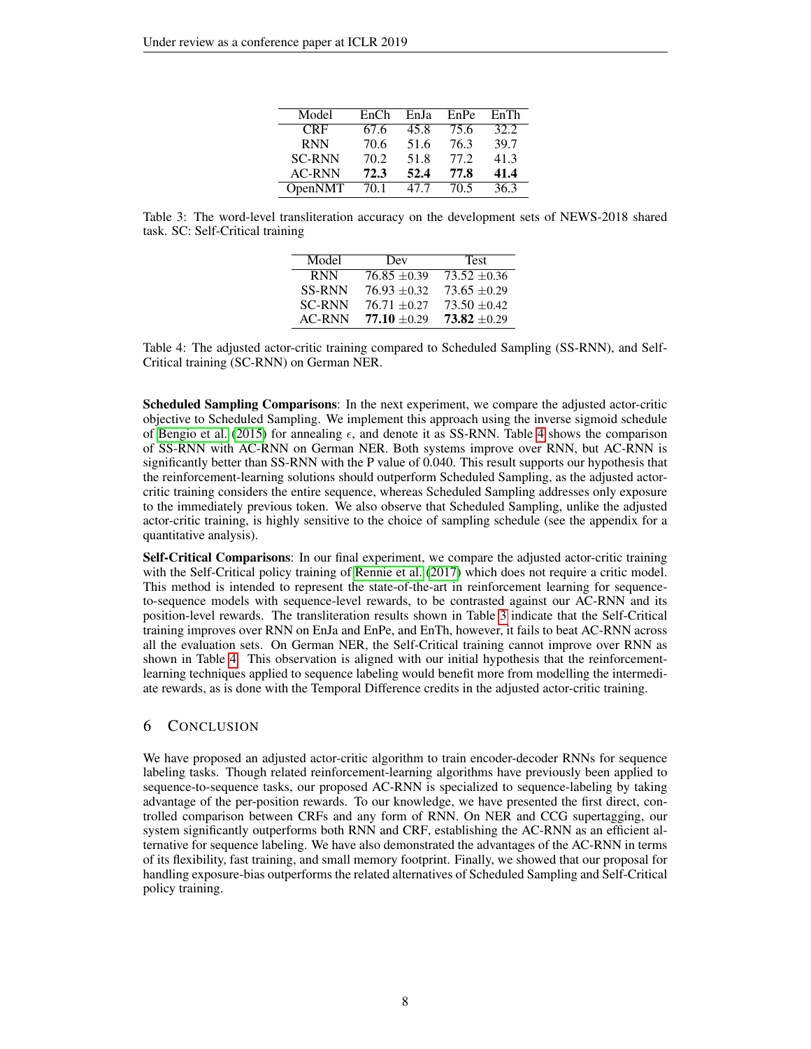| Model | EnCh | EnJa | EnPe | EnTh |
|---|---|---|---|---|
| CRF | 67.6 | 45.8 | 75.6 | 32.2 |
| RNN | 70.6 | 51.6 | 76.3 | 39.7 |
| SC-RNN | 70.2 | 51.8 | 77.2 | 41.3 |
| AC-RNN | **72.3** | **52.4** | **77.8** | **41.4** |
| OpenNMT | 70.1 | 47.7 | 70.5 | 36.3 |

Table 3: The word-level transliteration accuracy on the development sets of NEWS-2018 shared task. SC: Self-Critical training

| Model | Dev | Test |
|---|---|---|
| RNN | 76.85 $\pm$0.39 | 73.52 $\pm$0.36 |
| SS-RNN | 76.93 $\pm$0.32 | 73.65 $\pm$0.29 |
| SC-RNN | 76.71 $\pm$0.27 | 73.50 $\pm$0.42 |
| AC-RNN | **77.10** $\pm$0.29 | **73.82** $\pm$0.29 |

Table 4: The adjusted actor-critic training compared to Scheduled Sampling (SS-RNN), and Self-Critical training (SC-RNN) on German NER.

**Scheduled Sampling Comparisons**: In the next experiment, we compare the adjusted actor-critic objective to Scheduled Sampling. We implement this approach using the inverse sigmoid schedule of Bengio et al. (2015) for annealing $\epsilon$, and denote it as SS-RNN. Table 4 shows the comparison of SS-RNN with AC-RNN on German NER. Both systems improve over RNN, but AC-RNN is significantly better than SS-RNN with the P value of 0.040. This result supports our hypothesis that the reinforcement-learning solutions should outperform Scheduled Sampling, as the adjusted actor-critic training considers the entire sequence, whereas Scheduled Sampling addresses only exposure to the immediately previous token. We also observe that Scheduled Sampling, unlike the adjusted actor-critic training, is highly sensitive to the choice of sampling schedule (see the appendix for a quantitative analysis).

**Self-Critical Comparisons**: In our final experiment, we compare the adjusted actor-critic training with the Self-Critical policy training of Rennie et al. (2017) which does not require a critic model. This method is intended to represent the state-of-the-art in reinforcement learning for sequence-to-sequence models with sequence-level rewards, to be contrasted against our AC-RNN and its position-level rewards. The transliteration results shown in Table 3 indicate that the Self-Critical training improves over RNN on EnJa and EnPe, and EnTh, however, it fails to beat AC-RNN across all the evaluation sets. On German NER, the Self-Critical training cannot improve over RNN as shown in Table 4. This observation is aligned with our initial hypothesis that the reinforcement-learning techniques applied to sequence labeling would benefit more from modelling the intermediate rewards, as is done with the Temporal Difference credits in the adjusted actor-critic training.

## 6 Conclusion

We have proposed an adjusted actor-critic algorithm to train encoder-decoder RNNs for sequence labeling tasks. Though related reinforcement-learning algorithms have previously been applied to sequence-to-sequence tasks, our proposed AC-RNN is specialized to sequence-labeling by taking advantage of the per-position rewards. To our knowledge, we have presented the first direct, controlled comparison between CRFs and any form of RNN. On NER and CCG supertagging, our system significantly outperforms both RNN and CRF, establishing the AC-RNN as an efficient alternative for sequence labeling. We have also demonstrated the advantages of the AC-RNN in terms of its flexibility, fast training, and small memory footprint. Finally, we showed that our proposal for handling exposure-bias outperforms the related alternatives of Scheduled Sampling and Self-Critical policy training.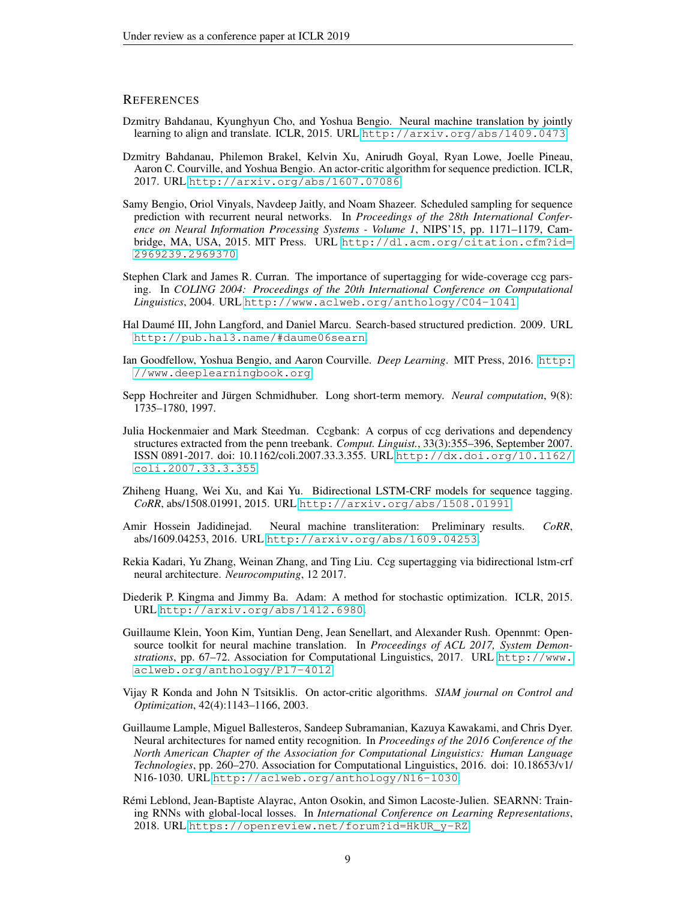## REFERENCES

Dzmitry Bahdanau, Kyunghyun Cho, and Yoshua Bengio. Neural machine translation by jointly learning to align and translate. ICLR, 2015. URL http://arxiv.org/abs/1409.0473.

Dzmitry Bahdanau, Philemon Brakel, Kelvin Xu, Anirudh Goyal, Ryan Lowe, Joelle Pineau, Aaron C. Courville, and Yoshua Bengio. An actor-critic algorithm for sequence prediction. ICLR, 2017. URL http://arxiv.org/abs/1607.07086.

Samy Bengio, Oriol Vinyals, Navdeep Jaitly, and Noam Shazeer. Scheduled sampling for sequence prediction with recurrent neural networks. In *Proceedings of the 28th International Conference on Neural Information Processing Systems - Volume 1*, NIPS'15, pp. 1171–1179, Cambridge, MA, USA, 2015. MIT Press. URL http://dl.acm.org/citation.cfm?id=2969239.2969370.

Stephen Clark and James R. Curran. The importance of supertagging for wide-coverage ccg parsing. In *COLING 2004: Proceedings of the 20th International Conference on Computational Linguistics*, 2004. URL http://www.aclweb.org/anthology/C04-1041.

Hal Daumé III, John Langford, and Daniel Marcu. Search-based structured prediction. 2009. URL http://pub.hal3.name/#daume06searn.

Ian Goodfellow, Yoshua Bengio, and Aaron Courville. *Deep Learning*. MIT Press, 2016. http://www.deeplearningbook.org.

Sepp Hochreiter and Jürgen Schmidhuber. Long short-term memory. *Neural computation*, 9(8): 1735–1780, 1997.

Julia Hockenmaier and Mark Steedman. Ccgbank: A corpus of ccg derivations and dependency structures extracted from the penn treebank. *Comput. Linguist.*, 33(3):355–396, September 2007. ISSN 0891-2017. doi: 10.1162/coli.2007.33.3.355. URL http://dx.doi.org/10.1162/coli.2007.33.3.355.

Zhiheng Huang, Wei Xu, and Kai Yu. Bidirectional LSTM-CRF models for sequence tagging. *CoRR*, abs/1508.01991, 2015. URL http://arxiv.org/abs/1508.01991.

Amir Hossein Jadidinejad. Neural machine transliteration: Preliminary results. *CoRR*, abs/1609.04253, 2016. URL http://arxiv.org/abs/1609.04253.

Rekia Kadari, Yu Zhang, Weinan Zhang, and Ting Liu. Ccg supertagging via bidirectional lstm-crf neural architecture. *Neurocomputing*, 12 2017.

Diederik P. Kingma and Jimmy Ba. Adam: A method for stochastic optimization. ICLR, 2015. URL http://arxiv.org/abs/1412.6980.

Guillaume Klein, Yoon Kim, Yuntian Deng, Jean Senellart, and Alexander Rush. Opennmt: Open-source toolkit for neural machine translation. In *Proceedings of ACL 2017, System Demonstrations*, pp. 67–72. Association for Computational Linguistics, 2017. URL http://www.aclweb.org/anthology/P17-4012.

Vijay R Konda and John N Tsitsiklis. On actor-critic algorithms. *SIAM journal on Control and Optimization*, 42(4):1143–1166, 2003.

Guillaume Lample, Miguel Ballesteros, Sandeep Subramanian, Kazuya Kawakami, and Chris Dyer. Neural architectures for named entity recognition. In *Proceedings of the 2016 Conference of the North American Chapter of the Association for Computational Linguistics: Human Language Technologies*, pp. 260–270. Association for Computational Linguistics, 2016. doi: 10.18653/v1/N16-1030. URL http://aclweb.org/anthology/N16-1030.

Rémi Leblond, Jean-Baptiste Alayrac, Anton Osokin, and Simon Lacoste-Julien. SEARNN: Training RNNs with global-local losses. In *International Conference on Learning Representations*, 2018. URL https://openreview.net/forum?id=HkUR_y-RZ.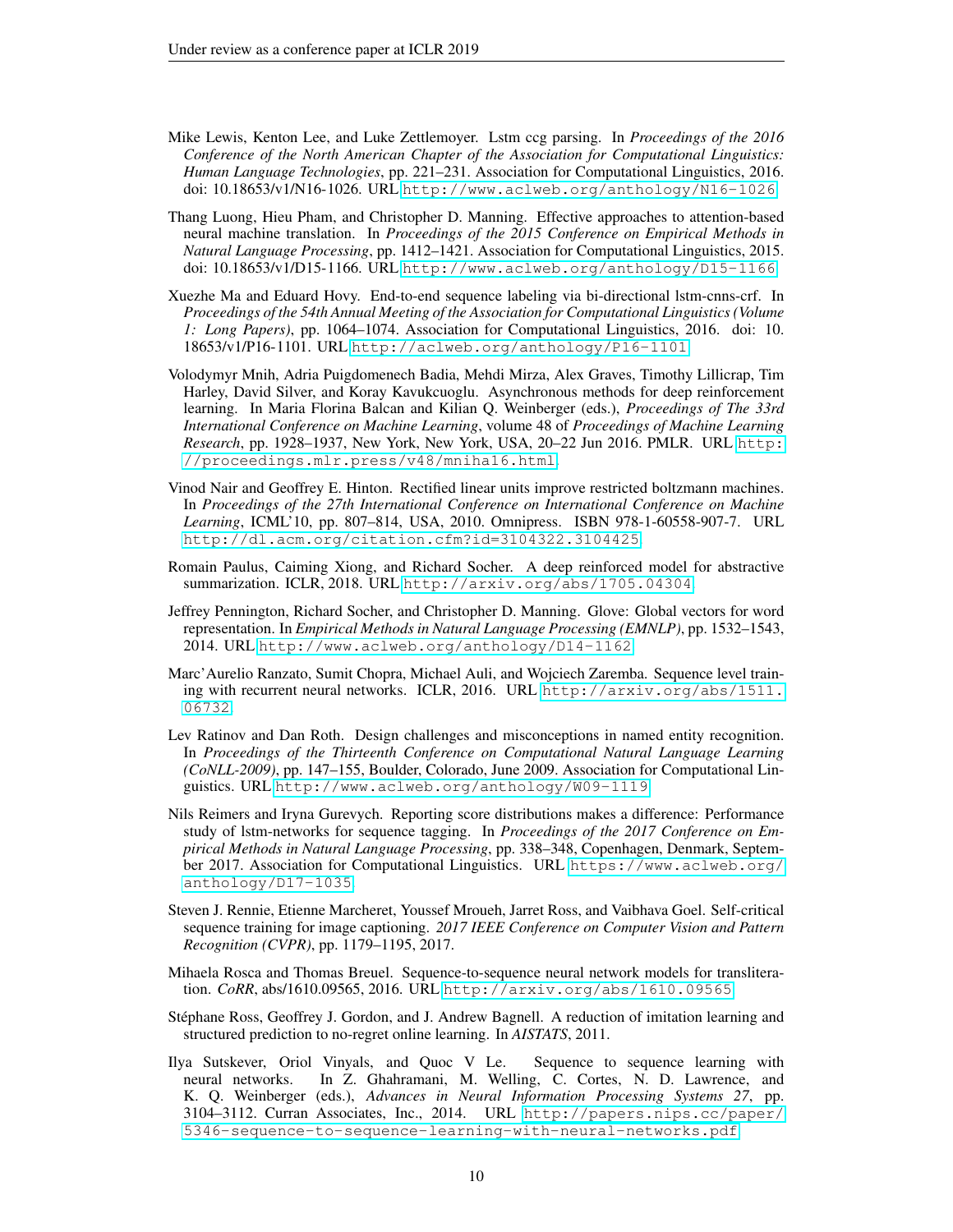Mike Lewis, Kenton Lee, and Luke Zettlemoyer. Lstm ccg parsing. In *Proceedings of the 2016 Conference of the North American Chapter of the Association for Computational Linguistics: Human Language Technologies*, pp. 221–231. Association for Computational Linguistics, 2016. doi: 10.18653/v1/N16-1026. URL http://www.aclweb.org/anthology/N16-1026.

Thang Luong, Hieu Pham, and Christopher D. Manning. Effective approaches to attention-based neural machine translation. In *Proceedings of the 2015 Conference on Empirical Methods in Natural Language Processing*, pp. 1412–1421. Association for Computational Linguistics, 2015. doi: 10.18653/v1/D15-1166. URL http://www.aclweb.org/anthology/D15-1166.

Xuezhe Ma and Eduard Hovy. End-to-end sequence labeling via bi-directional lstm-cnns-crf. In *Proceedings of the 54th Annual Meeting of the Association for Computational Linguistics (Volume 1: Long Papers)*, pp. 1064–1074. Association for Computational Linguistics, 2016. doi: 10.18653/v1/P16-1101. URL http://aclweb.org/anthology/P16-1101.

Volodymyr Mnih, Adria Puigdomenech Badia, Mehdi Mirza, Alex Graves, Timothy Lillicrap, Tim Harley, David Silver, and Koray Kavukcuoglu. Asynchronous methods for deep reinforcement learning. In Maria Florina Balcan and Kilian Q. Weinberger (eds.), *Proceedings of The 33rd International Conference on Machine Learning*, volume 48 of *Proceedings of Machine Learning Research*, pp. 1928–1937, New York, New York, USA, 20–22 Jun 2016. PMLR. URL http://proceedings.mlr.press/v48/mniha16.html.

Vinod Nair and Geoffrey E. Hinton. Rectified linear units improve restricted boltzmann machines. In *Proceedings of the 27th International Conference on International Conference on Machine Learning*, ICML'10, pp. 807–814, USA, 2010. Omnipress. ISBN 978-1-60558-907-7. URL http://dl.acm.org/citation.cfm?id=3104322.3104425.

Romain Paulus, Caiming Xiong, and Richard Socher. A deep reinforced model for abstractive summarization. ICLR, 2018. URL http://arxiv.org/abs/1705.04304.

Jeffrey Pennington, Richard Socher, and Christopher D. Manning. Glove: Global vectors for word representation. In *Empirical Methods in Natural Language Processing (EMNLP)*, pp. 1532–1543, 2014. URL http://www.aclweb.org/anthology/D14-1162.

Marc'Aurelio Ranzato, Sumit Chopra, Michael Auli, and Wojciech Zaremba. Sequence level training with recurrent neural networks. ICLR, 2016. URL http://arxiv.org/abs/1511.06732.

Lev Ratinov and Dan Roth. Design challenges and misconceptions in named entity recognition. In *Proceedings of the Thirteenth Conference on Computational Natural Language Learning (CoNLL-2009)*, pp. 147–155, Boulder, Colorado, June 2009. Association for Computational Linguistics. URL http://www.aclweb.org/anthology/W09-1119.

Nils Reimers and Iryna Gurevych. Reporting score distributions makes a difference: Performance study of lstm-networks for sequence tagging. In *Proceedings of the 2017 Conference on Empirical Methods in Natural Language Processing*, pp. 338–348, Copenhagen, Denmark, September 2017. Association for Computational Linguistics. URL https://www.aclweb.org/anthology/D17-1035.

Steven J. Rennie, Etienne Marcheret, Youssef Mroueh, Jarret Ross, and Vaibhava Goel. Self-critical sequence training for image captioning. *2017 IEEE Conference on Computer Vision and Pattern Recognition (CVPR)*, pp. 1179–1195, 2017.

Mihaela Rosca and Thomas Breuel. Sequence-to-sequence neural network models for transliteration. *CoRR*, abs/1610.09565, 2016. URL http://arxiv.org/abs/1610.09565.

Stéphane Ross, Geoffrey J. Gordon, and J. Andrew Bagnell. A reduction of imitation learning and structured prediction to no-regret online learning. In *AISTATS*, 2011.

Ilya Sutskever, Oriol Vinyals, and Quoc V Le. Sequence to sequence learning with neural networks. In Z. Ghahramani, M. Welling, C. Cortes, N. D. Lawrence, and K. Q. Weinberger (eds.), *Advances in Neural Information Processing Systems 27*, pp. 3104–3112. Curran Associates, Inc., 2014. URL http://papers.nips.cc/paper/5346-sequence-to-sequence-learning-with-neural-networks.pdf.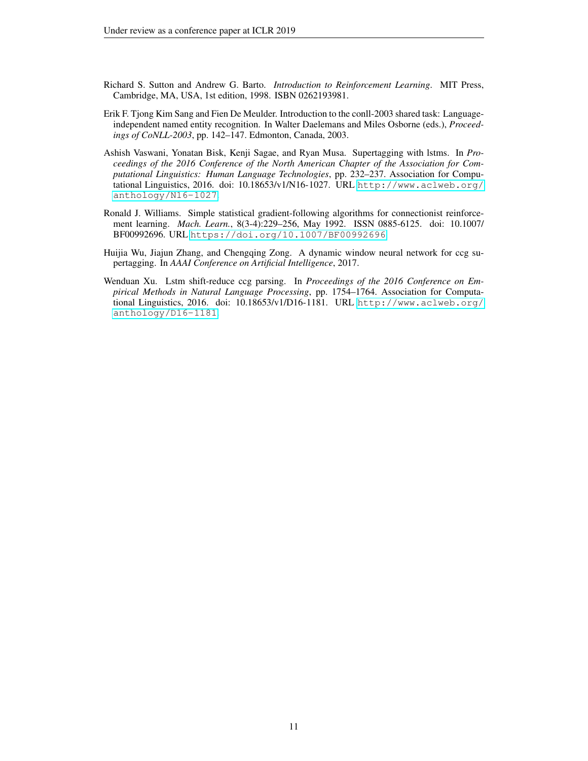Richard S. Sutton and Andrew G. Barto. *Introduction to Reinforcement Learning*. MIT Press, Cambridge, MA, USA, 1st edition, 1998. ISBN 0262193981.

Erik F. Tjong Kim Sang and Fien De Meulder. Introduction to the conll-2003 shared task: Language-independent named entity recognition. In Walter Daelemans and Miles Osborne (eds.), *Proceedings of CoNLL-2003*, pp. 142–147. Edmonton, Canada, 2003.

Ashish Vaswani, Yonatan Bisk, Kenji Sagae, and Ryan Musa. Supertagging with lstms. In *Proceedings of the 2016 Conference of the North American Chapter of the Association for Computational Linguistics: Human Language Technologies*, pp. 232–237. Association for Computational Linguistics, 2016. doi: 10.18653/v1/N16-1027. URL http://www.aclweb.org/anthology/N16-1027.

Ronald J. Williams. Simple statistical gradient-following algorithms for connectionist reinforcement learning. *Mach. Learn.*, 8(3-4):229–256, May 1992. ISSN 0885-6125. doi: 10.1007/BF00992696. URL https://doi.org/10.1007/BF00992696.

Huijia Wu, Jiajun Zhang, and Chengqing Zong. A dynamic window neural network for ccg supertagging. In *AAAI Conference on Artificial Intelligence*, 2017.

Wenduan Xu. Lstm shift-reduce ccg parsing. In *Proceedings of the 2016 Conference on Empirical Methods in Natural Language Processing*, pp. 1754–1764. Association for Computational Linguistics, 2016. doi: 10.18653/v1/D16-1181. URL http://www.aclweb.org/anthology/D16-1181.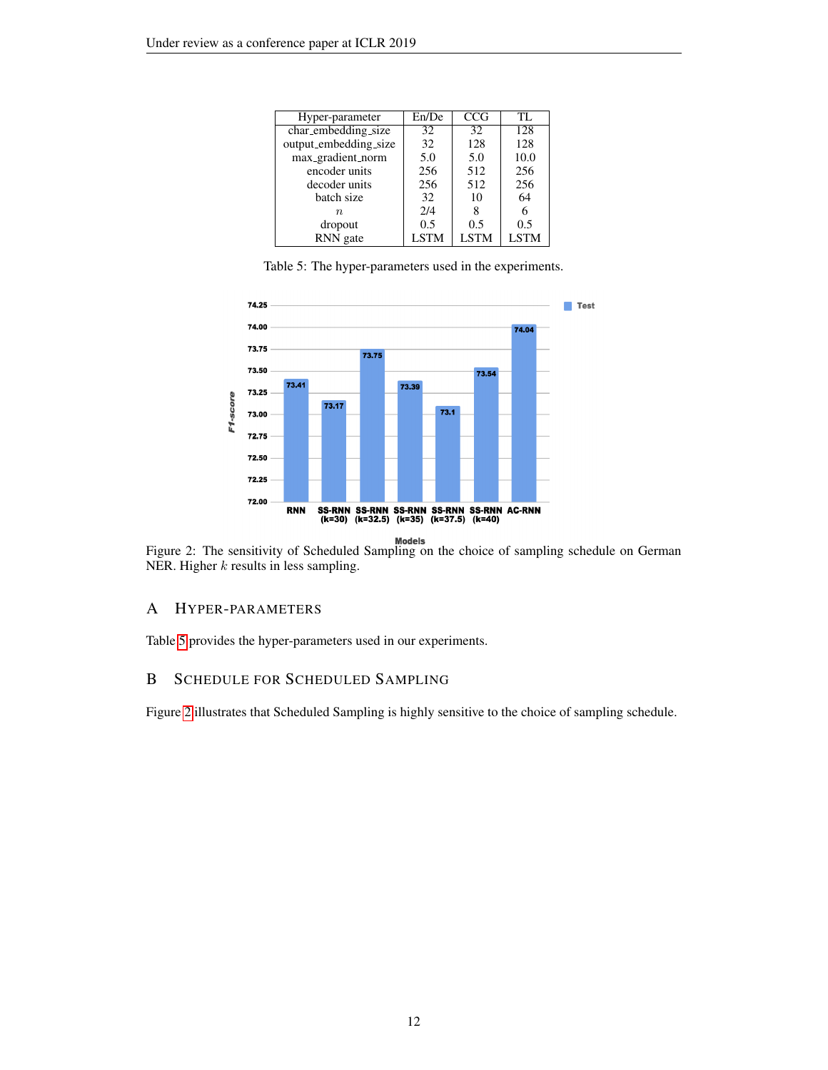| Hyper-parameter | En/De | CCG | TL |
|---|---|---|---|
| char_embedding_size | 32 | 32 | 128 |
| output_embedding_size | 32 | 128 | 128 |
| max_gradient_norm | 5.0 | 5.0 | 10.0 |
| encoder units | 256 | 512 | 256 |
| decoder units | 256 | 512 | 256 |
| batch size | 32 | 10 | 64 |
| $n$ | 2/4 | 8 | 6 |
| dropout | 0.5 | 0.5 | 0.5 |
| RNN gate | LSTM | LSTM | LSTM |

Table 5: The hyper-parameters used in the experiments.

Test

F1-score

74.25
74.00
73.75
73.50
73.25
73.00
72.75
72.50
72.25
72.00

73.41
73.17
73.75
73.39
73.1
73.54
74.04

RNN
SS-RNN (k=30)
SS-RNN (k=32.5)
SS-RNN (k=35)
SS-RNN (k=37.5)
SS-RNN (k=40)
AC-RNN

Models

Figure 2: The sensitivity of Scheduled Sampling on the choice of sampling schedule on German NER. Higher $k$ results in less sampling.

## A HYPER-PARAMETERS

Table 5 provides the hyper-parameters used in our experiments.

## B SCHEDULE FOR SCHEDULED SAMPLING

Figure 2 illustrates that Scheduled Sampling is highly sensitive to the choice of sampling schedule.